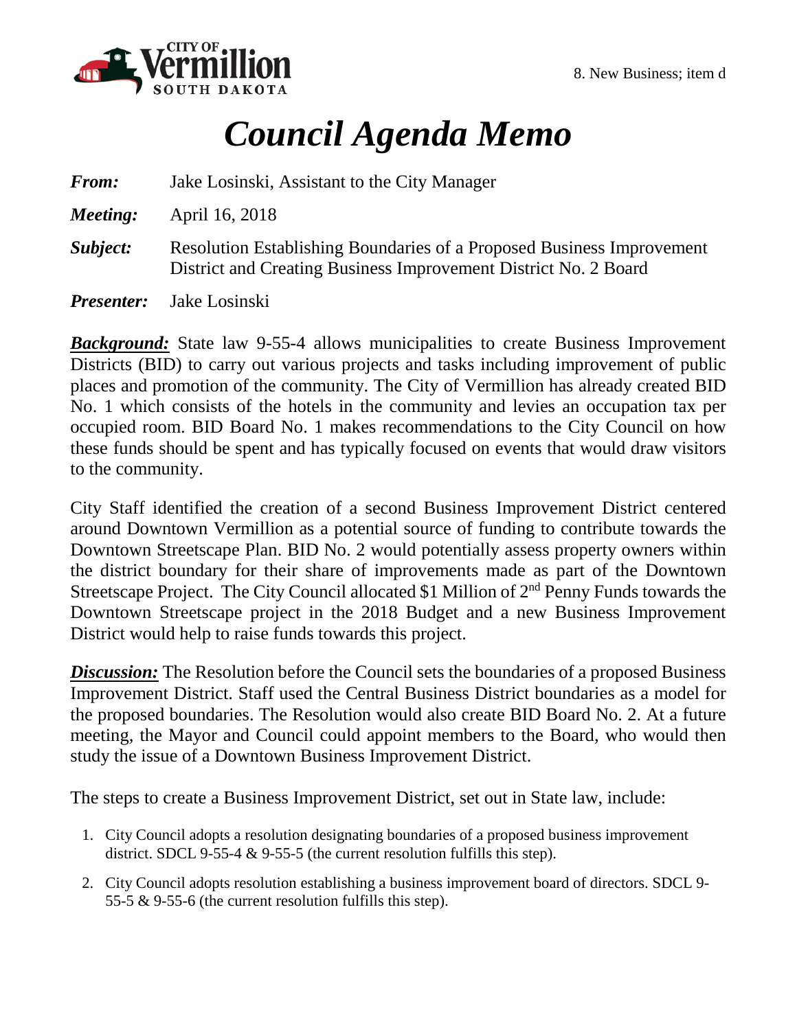CITY OF Vermillion SOUTH DAKOTA

8. New Business; item d

# *Council Agenda Memo*

***From:*** Jake Losinski, Assistant to the City Manager

***Meeting:*** April 16, 2018

***Subject:*** Resolution Establishing Boundaries of a Proposed Business Improvement District and Creating Business Improvement District No. 2 Board

***Presenter:*** Jake Losinski

***Background:*** State law 9-55-4 allows municipalities to create Business Improvement Districts (BID) to carry out various projects and tasks including improvement of public places and promotion of the community. The City of Vermillion has already created BID No. 1 which consists of the hotels in the community and levies an occupation tax per occupied room. BID Board No. 1 makes recommendations to the City Council on how these funds should be spent and has typically focused on events that would draw visitors to the community.

City Staff identified the creation of a second Business Improvement District centered around Downtown Vermillion as a potential source of funding to contribute towards the Downtown Streetscape Plan. BID No. 2 would potentially assess property owners within the district boundary for their share of improvements made as part of the Downtown Streetscape Project. The City Council allocated $1 Million of 2nd Penny Funds towards the Downtown Streetscape project in the 2018 Budget and a new Business Improvement District would help to raise funds towards this project.

***Discussion:*** The Resolution before the Council sets the boundaries of a proposed Business Improvement District. Staff used the Central Business District boundaries as a model for the proposed boundaries. The Resolution would also create BID Board No. 2. At a future meeting, the Mayor and Council could appoint members to the Board, who would then study the issue of a Downtown Business Improvement District.

The steps to create a Business Improvement District, set out in State law, include:

1. City Council adopts a resolution designating boundaries of a proposed business improvement district. SDCL 9-55-4 & 9-55-5 (the current resolution fulfills this step).
2. City Council adopts resolution establishing a business improvement board of directors. SDCL 9-55-5 & 9-55-6 (the current resolution fulfills this step).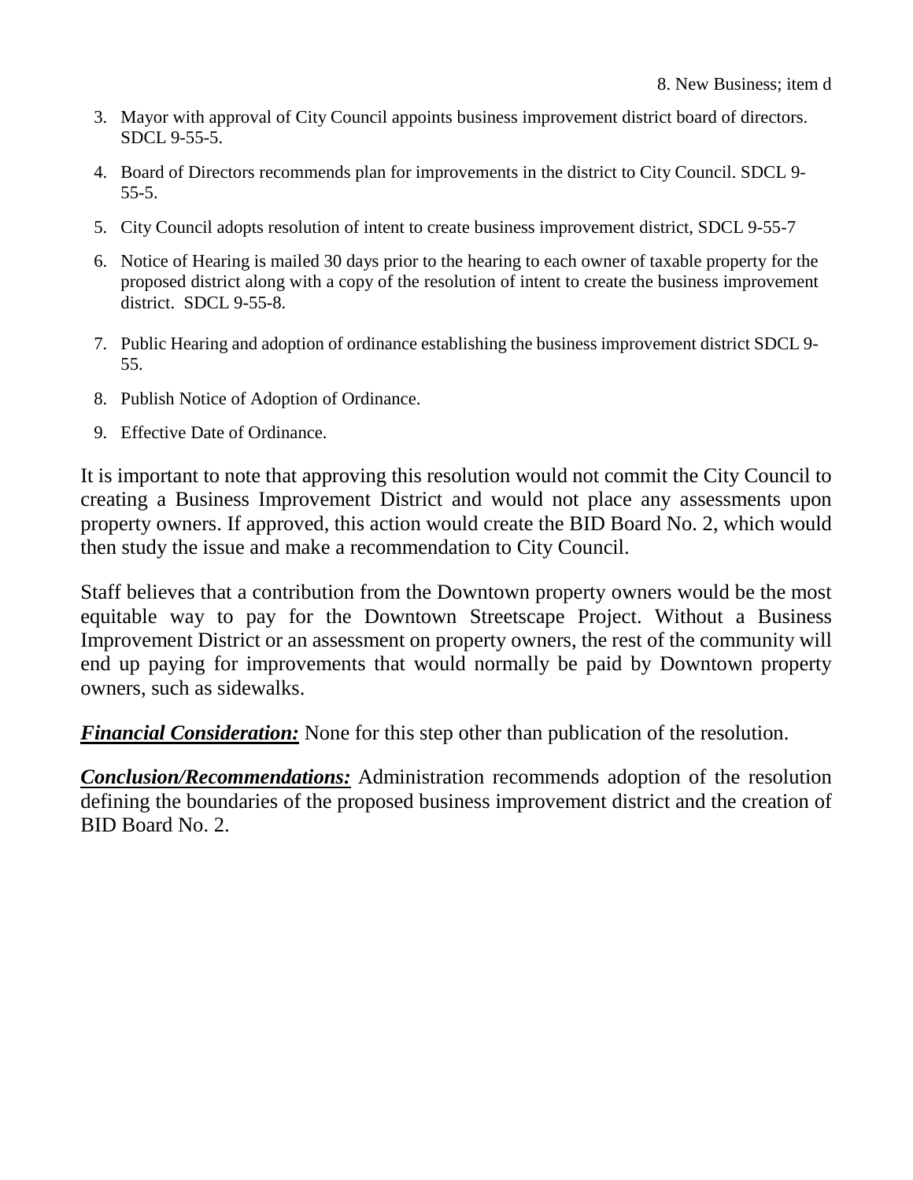3. Mayor with approval of City Council appoints business improvement district board of directors. SDCL 9-55-5.
4. Board of Directors recommends plan for improvements in the district to City Council. SDCL 9-55-5.
5. City Council adopts resolution of intent to create business improvement district, SDCL 9-55-7
6. Notice of Hearing is mailed 30 days prior to the hearing to each owner of taxable property for the proposed district along with a copy of the resolution of intent to create the business improvement district. SDCL 9-55-8.
7. Public Hearing and adoption of ordinance establishing the business improvement district SDCL 9-55.
8. Publish Notice of Adoption of Ordinance.
9. Effective Date of Ordinance.

It is important to note that approving this resolution would not commit the City Council to creating a Business Improvement District and would not place any assessments upon property owners. If approved, this action would create the BID Board No. 2, which would then study the issue and make a recommendation to City Council.

Staff believes that a contribution from the Downtown property owners would be the most equitable way to pay for the Downtown Streetscape Project. Without a Business Improvement District or an assessment on property owners, the rest of the community will end up paying for improvements that would normally be paid by Downtown property owners, such as sidewalks.

***Financial Consideration:*** None for this step other than publication of the resolution.

***Conclusion/Recommendations:*** Administration recommends adoption of the resolution defining the boundaries of the proposed business improvement district and the creation of BID Board No. 2.